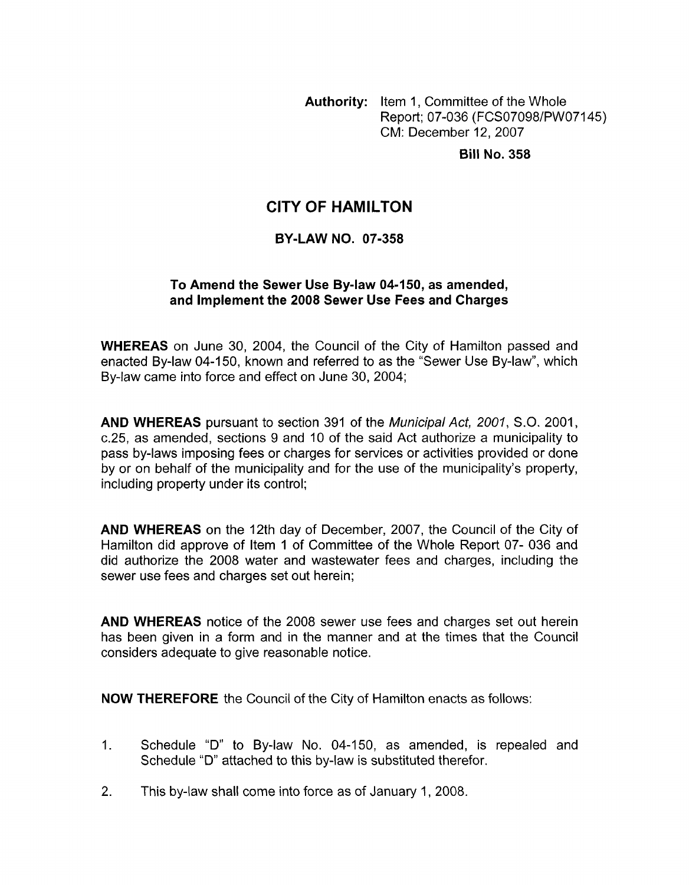**Authority:** Item 1, Committee of the Whole Report; 07-036 (FCS07098/PW07145) CM: December 12, 2007

**Bill No. 358**

# CITY OF HAMILTON

## BY-LAW NO. 07-358

### To Amend the Sewer Use By-law 04-150, as amended, and Implement the 2008 Sewer Use Fees and Charges

**WHEREAS** on June 30, 2004, the Council of the City of Hamilton passed and enacted By-law 04-150, known and referred to as the "Sewer Use By-law", which By-law came into force and effect on June 30, 2004;

**AND WHEREAS** pursuant to section 391 of the *Municipal Act, 2001*, S.O. 2001, c.25, as amended, sections 9 and 10 of the said Act authorize a municipality to pass by-laws imposing fees or charges for services or activities provided or done by or on behalf of the municipality and for the use of the municipality's property, including property under its control;

**AND WHEREAS** on the 12th day of December, 2007, the Council of the City of Hamilton did approve of Item 1 of Committee of the Whole Report 07- 036 and did authorize the 2008 water and wastewater fees and charges, including the sewer use fees and charges set out herein;

**AND WHEREAS** notice of the 2008 sewer use fees and charges set out herein has been given in a form and in the manner and at the times that the Council considers adequate to give reasonable notice.

**NOW THEREFORE** the Council of the City of Hamilton enacts as follows:

1. Schedule "D" to By-law No. 04-150, as amended, is repealed and Schedule "D" attached to this by-law is substituted therefor.
2. This by-law shall come into force as of January 1, 2008.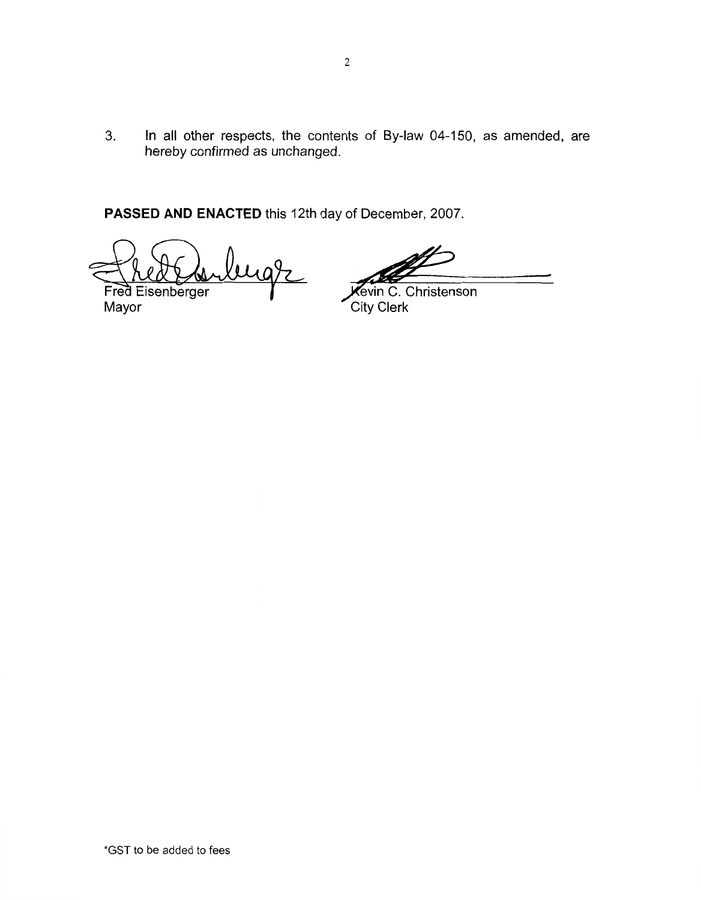3. In all other respects, the contents of By-law 04-150, as amended, are hereby confirmed as unchanged.

**PASSED AND ENACTED** this 12th day of December, 2007.

Fred Eisenberger
Mayor

Kevin C. Christenson
City Clerk

*GST to be added to fees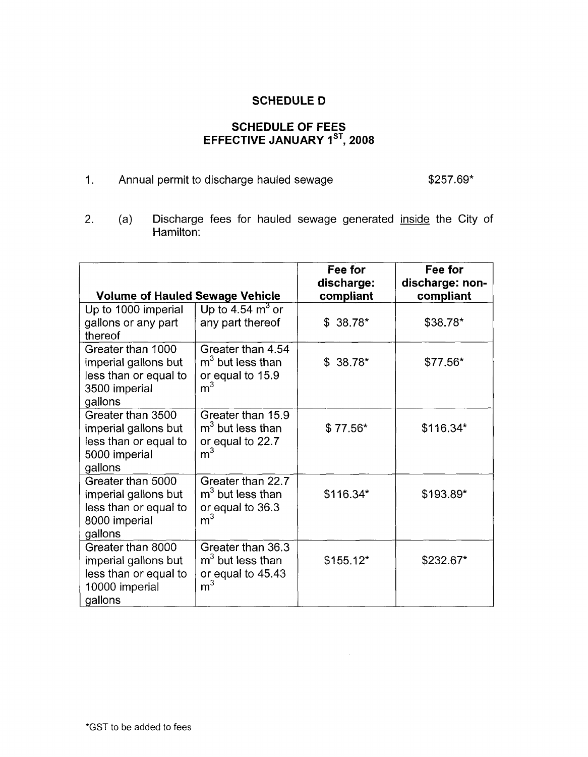# SCHEDULE D

## SCHEDULE OF FEES
## EFFECTIVE JANUARY 1ST, 2008

1. Annual permit to discharge hauled sewage $257.69*

2. (a) Discharge fees for hauled sewage generated inside the City of Hamilton:

| Volume of Hauled Sewage Vehicle | | Fee for discharge: compliant | Fee for discharge: non-compliant |
|---|---|---|---|
| Up to 1000 imperial gallons or any part thereof | Up to 4.54 $m^3$ or any part thereof | $ 38.78* | $38.78* |
| Greater than 1000 imperial gallons but less than or equal to 3500 imperial gallons | Greater than 4.54 $m^3$ but less than or equal to 15.9 $m^3$ | $ 38.78* | $77.56* |
| Greater than 3500 imperial gallons but less than or equal to 5000 imperial gallons | Greater than 15.9 $m^3$ but less than or equal to 22.7 $m^3$ | $ 77.56* | $116.34* |
| Greater than 5000 imperial gallons but less than or equal to 8000 imperial gallons | Greater than 22.7 $m^3$ but less than or equal to 36.3 $m^3$ | $116.34* | $193.89* |
| Greater than 8000 imperial gallons but less than or equal to 10000 imperial gallons | Greater than 36.3 $m^3$ but less than or equal to 45.43 $m^3$ | $155.12* | $232.67* |

*GST to be added to fees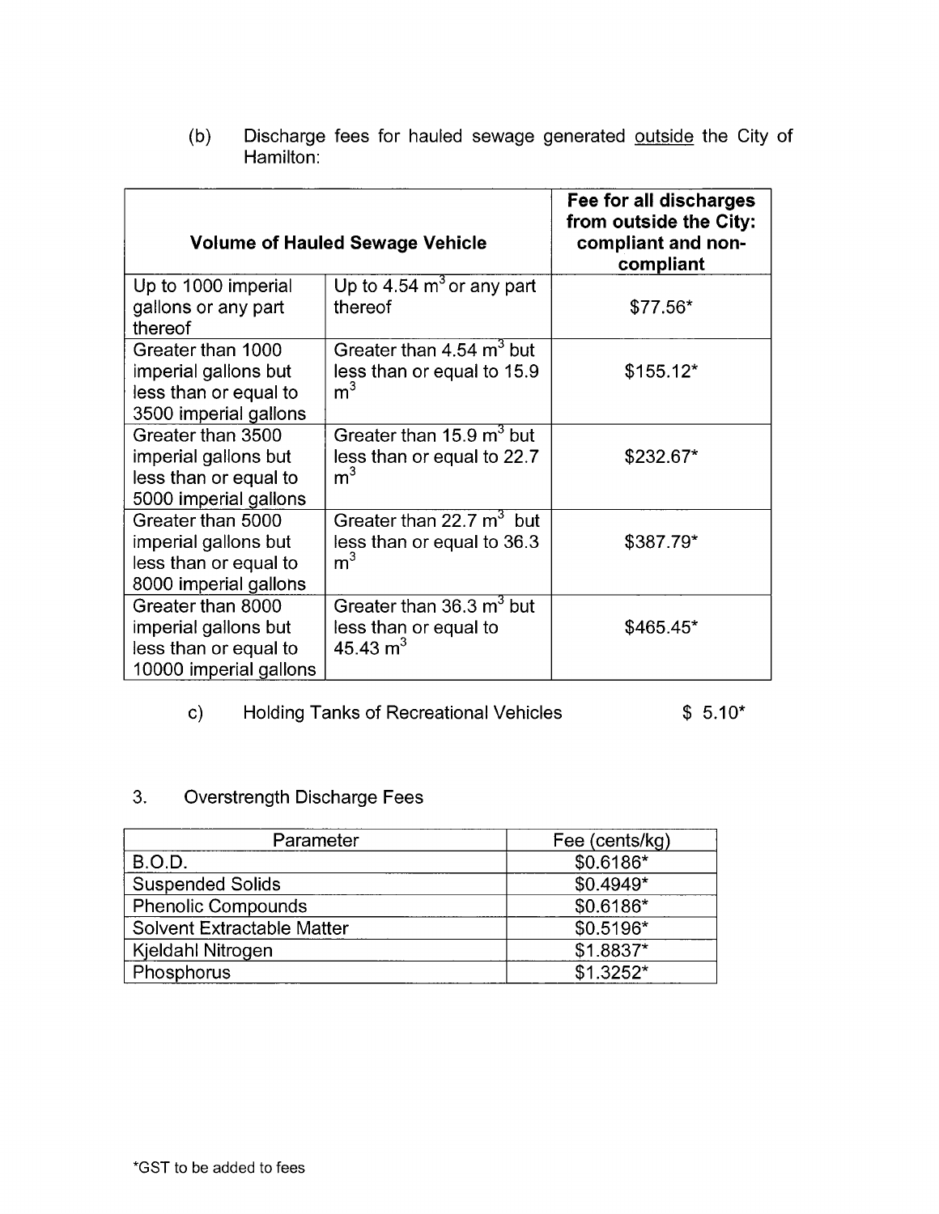(b) Discharge fees for hauled sewage generated <u>outside</u> the City of Hamilton:

| Volume of Hauled Sewage Vehicle | | Fee for all discharges from outside the City: compliant and non-compliant |
|---|---|---|
| Up to 1000 imperial gallons or any part thereof | Up to 4.54 $m^3$ or any part thereof | $77.56* |
| Greater than 1000 imperial gallons but less than or equal to 3500 imperial gallons | Greater than 4.54 $m^3$ but less than or equal to 15.9 $m^3$ | $155.12* |
| Greater than 3500 imperial gallons but less than or equal to 5000 imperial gallons | Greater than 15.9 $m^3$ but less than or equal to 22.7 $m^3$ | $232.67* |
| Greater than 5000 imperial gallons but less than or equal to 8000 imperial gallons | Greater than 22.7 $m^3$ but less than or equal to 36.3 $m^3$ | $387.79* |
| Greater than 8000 imperial gallons but less than or equal to 10000 imperial gallons | Greater than 36.3 $m^3$ but less than or equal to 45.43 $m^3$ | $465.45* |

c) Holding Tanks of Recreational Vehicles $ 5.10*

## 3. Overstrength Discharge Fees

| Parameter | Fee (cents/kg) |
|---|---|
| B.O.D. | $0.6186* |
| Suspended Solids | $0.4949* |
| Phenolic Compounds | $0.6186* |
| Solvent Extractable Matter | $0.5196* |
| Kjeldahl Nitrogen | $1.8837* |
| Phosphorus | $1.3252* |

*GST to be added to fees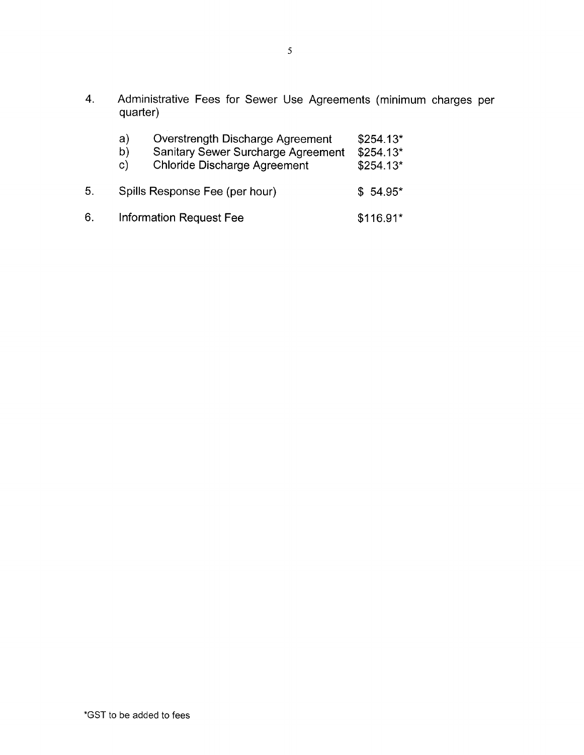4. Administrative Fees for Sewer Use Agreements (minimum charges per quarter)

| | | |
|---|---|---|
| a) | Overstrength Discharge Agreement | $254.13* |
| b) | Sanitary Sewer Surcharge Agreement | $254.13* |
| c) | Chloride Discharge Agreement | $254.13* |

5. Spills Response Fee (per hour) $ 54.95*

6. Information Request Fee $116.91*

*GST to be added to fees